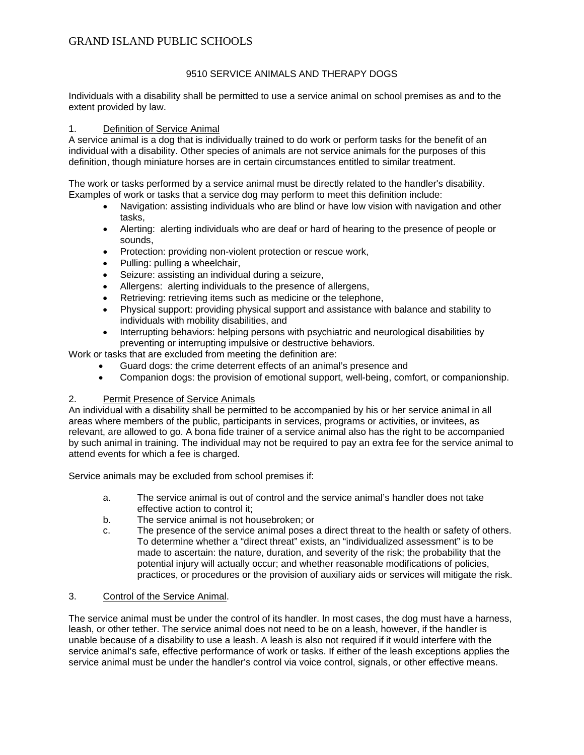GRAND ISLAND PUBLIC SCHOOLS

# 9510 SERVICE ANIMALS AND THERAPY DOGS

Individuals with a disability shall be permitted to use a service animal on school premises as and to the extent provided by law.

## 1. Definition of Service Animal

A service animal is a dog that is individually trained to do work or perform tasks for the benefit of an individual with a disability. Other species of animals are not service animals for the purposes of this definition, though miniature horses are in certain circumstances entitled to similar treatment.

The work or tasks performed by a service animal must be directly related to the handler's disability. Examples of work or tasks that a service dog may perform to meet this definition include:

- Navigation: assisting individuals who are blind or have low vision with navigation and other tasks,
- Alerting: alerting individuals who are deaf or hard of hearing to the presence of people or sounds,
- Protection: providing non-violent protection or rescue work,
- Pulling: pulling a wheelchair,
- Seizure: assisting an individual during a seizure,
- Allergens: alerting individuals to the presence of allergens,
- Retrieving: retrieving items such as medicine or the telephone,
- Physical support: providing physical support and assistance with balance and stability to individuals with mobility disabilities, and
- Interrupting behaviors: helping persons with psychiatric and neurological disabilities by preventing or interrupting impulsive or destructive behaviors.

Work or tasks that are excluded from meeting the definition are:

- Guard dogs: the crime deterrent effects of an animal's presence and
- Companion dogs: the provision of emotional support, well-being, comfort, or companionship.

## 2. Permit Presence of Service Animals

An individual with a disability shall be permitted to be accompanied by his or her service animal in all areas where members of the public, participants in services, programs or activities, or invitees, as relevant, are allowed to go. A bona fide trainer of a service animal also has the right to be accompanied by such animal in training. The individual may not be required to pay an extra fee for the service animal to attend events for which a fee is charged.

Service animals may be excluded from school premises if:

a. The service animal is out of control and the service animal's handler does not take effective action to control it;

b. The service animal is not housebroken; or

c. The presence of the service animal poses a direct threat to the health or safety of others. To determine whether a "direct threat" exists, an "individualized assessment" is to be made to ascertain: the nature, duration, and severity of the risk; the probability that the potential injury will actually occur; and whether reasonable modifications of policies, practices, or procedures or the provision of auxiliary aids or services will mitigate the risk.

## 3. Control of the Service Animal.

The service animal must be under the control of its handler. In most cases, the dog must have a harness, leash, or other tether. The service animal does not need to be on a leash, however, if the handler is unable because of a disability to use a leash. A leash is also not required if it would interfere with the service animal's safe, effective performance of work or tasks. If either of the leash exceptions applies the service animal must be under the handler's control via voice control, signals, or other effective means.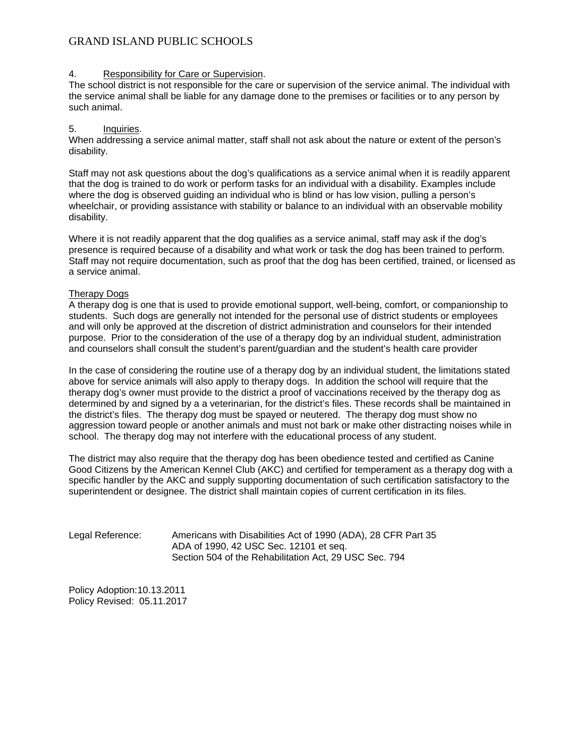4. Responsibility for Care or Supervision.

The school district is not responsible for the care or supervision of the service animal. The individual with the service animal shall be liable for any damage done to the premises or facilities or to any person by such animal.

5. Inquiries.

When addressing a service animal matter, staff shall not ask about the nature or extent of the person's disability.

Staff may not ask questions about the dog's qualifications as a service animal when it is readily apparent that the dog is trained to do work or perform tasks for an individual with a disability. Examples include where the dog is observed guiding an individual who is blind or has low vision, pulling a person's wheelchair, or providing assistance with stability or balance to an individual with an observable mobility disability.

Where it is not readily apparent that the dog qualifies as a service animal, staff may ask if the dog's presence is required because of a disability and what work or task the dog has been trained to perform. Staff may not require documentation, such as proof that the dog has been certified, trained, or licensed as a service animal.

Therapy Dogs

A therapy dog is one that is used to provide emotional support, well-being, comfort, or companionship to students. Such dogs are generally not intended for the personal use of district students or employees and will only be approved at the discretion of district administration and counselors for their intended purpose. Prior to the consideration of the use of a therapy dog by an individual student, administration and counselors shall consult the student's parent/guardian and the student's health care provider

In the case of considering the routine use of a therapy dog by an individual student, the limitations stated above for service animals will also apply to therapy dogs. In addition the school will require that the therapy dog's owner must provide to the district a proof of vaccinations received by the therapy dog as determined by and signed by a a veterinarian, for the district's files. These records shall be maintained in the district's files. The therapy dog must be spayed or neutered. The therapy dog must show no aggression toward people or another animals and must not bark or make other distracting noises while in school. The therapy dog may not interfere with the educational process of any student.

The district may also require that the therapy dog has been obedience tested and certified as Canine Good Citizens by the American Kennel Club (AKC) and certified for temperament as a therapy dog with a specific handler by the AKC and supply supporting documentation of such certification satisfactory to the superintendent or designee. The district shall maintain copies of current certification in its files.

Legal Reference: Americans with Disabilities Act of 1990 (ADA), 28 CFR Part 35
ADA of 1990, 42 USC Sec. 12101 et seq.
Section 504 of the Rehabilitation Act, 29 USC Sec. 794

Policy Adoption:10.13.2011
Policy Revised: 05.11.2017